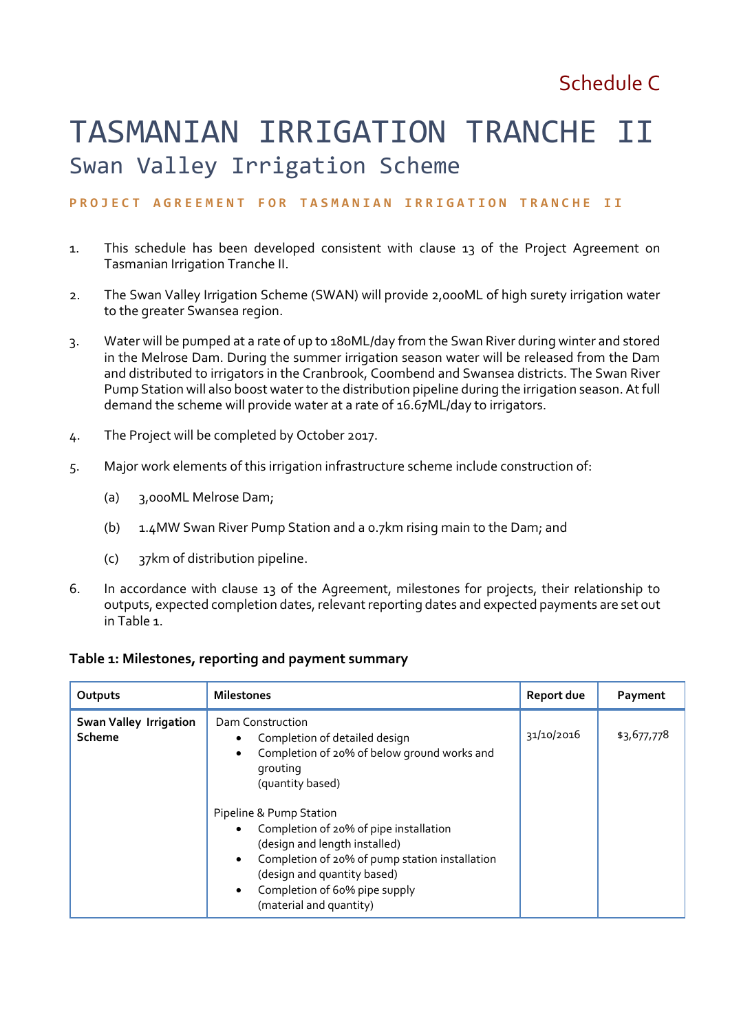Schedule C

# TASMANIAN IRRIGATION TRANCHE II

## Swan Valley Irrigation Scheme

**PROJECT AGREEMENT FOR TASMANIAN IRRIGATION TRANCHE II**

1. This schedule has been developed consistent with clause 13 of the Project Agreement on Tasmanian Irrigation Tranche II.

2. The Swan Valley Irrigation Scheme (SWAN) will provide 2,000ML of high surety irrigation water to the greater Swansea region.

3. Water will be pumped at a rate of up to 180ML/day from the Swan River during winter and stored in the Melrose Dam. During the summer irrigation season water will be released from the Dam and distributed to irrigators in the Cranbrook, Coombend and Swansea districts. The Swan River Pump Station will also boost water to the distribution pipeline during the irrigation season. At full demand the scheme will provide water at a rate of 16.67ML/day to irrigators.

4. The Project will be completed by October 2017.

5. Major work elements of this irrigation infrastructure scheme include construction of:

   (a) 3,000ML Melrose Dam;

   (b) 1.4MW Swan River Pump Station and a 0.7km rising main to the Dam; and

   (c) 37km of distribution pipeline.

6. In accordance with clause 13 of the Agreement, milestones for projects, their relationship to outputs, expected completion dates, relevant reporting dates and expected payments are set out in Table 1.

**Table 1: Milestones, reporting and payment summary**

| Outputs | Milestones | Report due | Payment |
|---|---|---|---|
| **Swan Valley Irrigation Scheme** | Dam Construction<br>• Completion of detailed design<br>• Completion of 20% of below ground works and grouting (quantity based)<br><br>Pipeline & Pump Station<br>• Completion of 20% of pipe installation (design and length installed)<br>• Completion of 20% of pump station installation (design and quantity based)<br>• Completion of 60% pipe supply (material and quantity) | 31/10/2016 | $3,677,778 |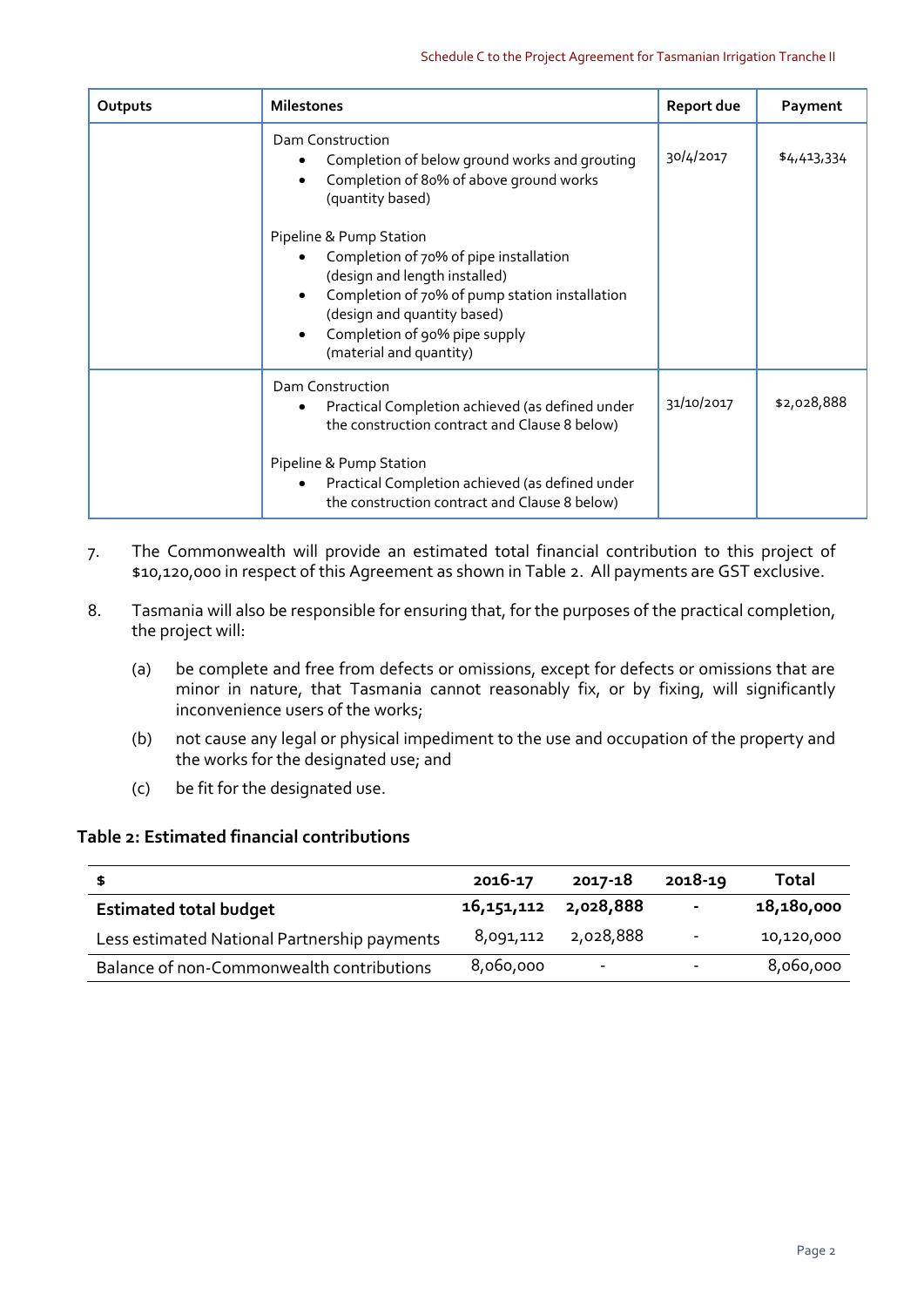| Outputs | Milestones | Report due | Payment |
|---|---|---|---|
| | Dam Construction<br>• Completion of below ground works and grouting<br>• Completion of 80% of above ground works (quantity based)<br><br>Pipeline & Pump Station<br>• Completion of 70% of pipe installation (design and length installed)<br>• Completion of 70% of pump station installation (design and quantity based)<br>• Completion of 90% pipe supply (material and quantity) | 30/4/2017 | $4,413,334 |
| | Dam Construction<br>• Practical Completion achieved (as defined under the construction contract and Clause 8 below)<br><br>Pipeline & Pump Station<br>• Practical Completion achieved (as defined under the construction contract and Clause 8 below) | 31/10/2017 | $2,028,888 |

7. The Commonwealth will provide an estimated total financial contribution to this project of $10,120,000 in respect of this Agreement as shown in Table 2. All payments are GST exclusive.

8. Tasmania will also be responsible for ensuring that, for the purposes of the practical completion, the project will:

   (a) be complete and free from defects or omissions, except for defects or omissions that are minor in nature, that Tasmania cannot reasonably fix, or by fixing, will significantly inconvenience users of the works;

   (b) not cause any legal or physical impediment to the use and occupation of the property and the works for the designated use; and

   (c) be fit for the designated use.

**Table 2: Estimated financial contributions**

| $ | 2016-17 | 2017-18 | 2018-19 | Total |
|---|---|---|---|---|
| **Estimated total budget** | **16,151,112** | **2,028,888** | **-** | **18,180,000** |
| Less estimated National Partnership payments | 8,091,112 | 2,028,888 | - | 10,120,000 |
| Balance of non-Commonwealth contributions | 8,060,000 | - | - | 8,060,000 |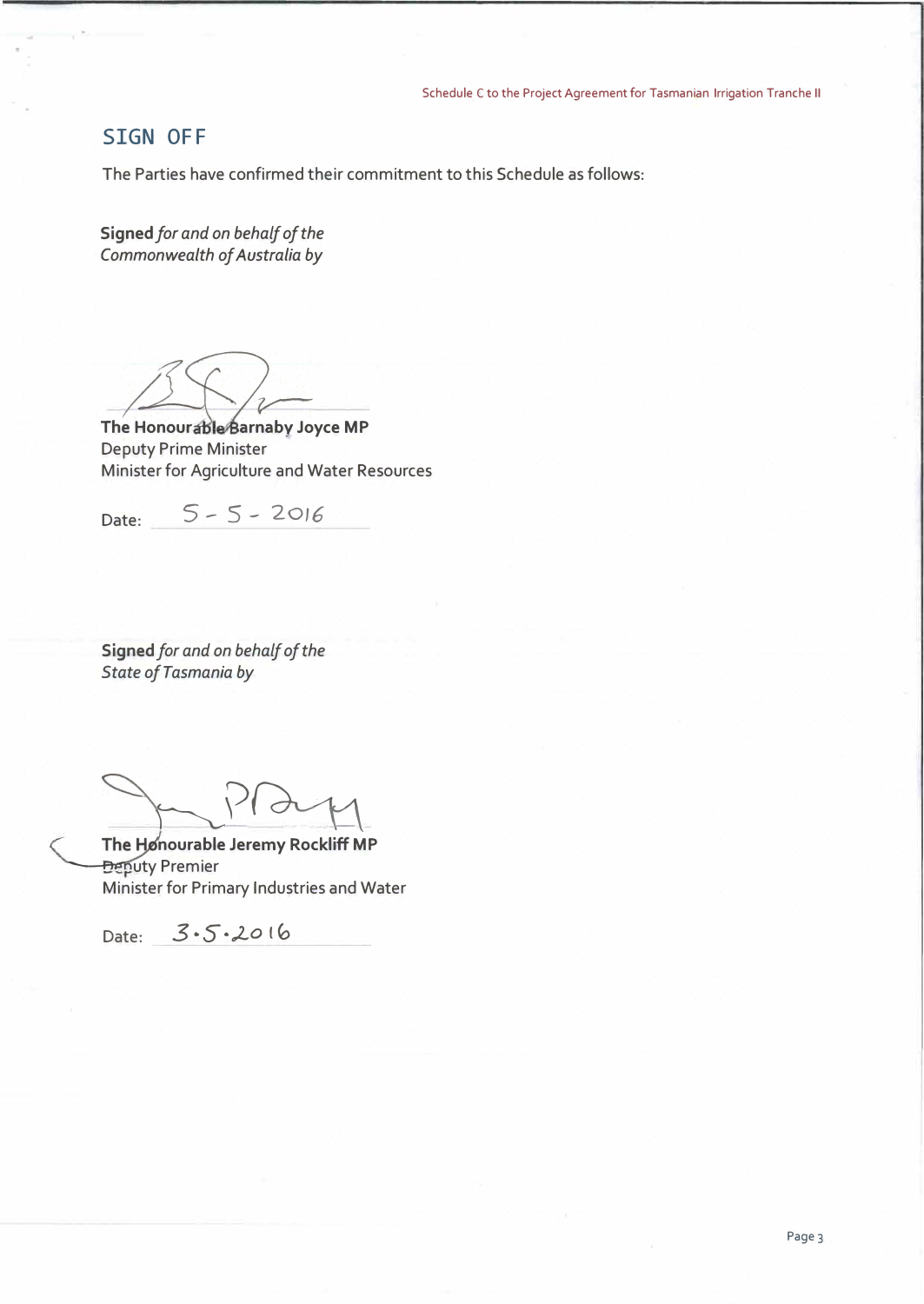## SIGN OFF

The Parties have confirmed their commitment to this Schedule as follows:

**Signed** *for and on behalf of the Commonwealth of Australia by*

**The Honourable Barnaby Joyce MP**
Deputy Prime Minister
Minister for Agriculture and Water Resources

Date: 5 - 5 - 2016

**Signed** *for and on behalf of the State of Tasmania by*

**The Honourable Jeremy Rockliff MP**
Deputy Premier
Minister for Primary Industries and Water

Date: 3.5.2016